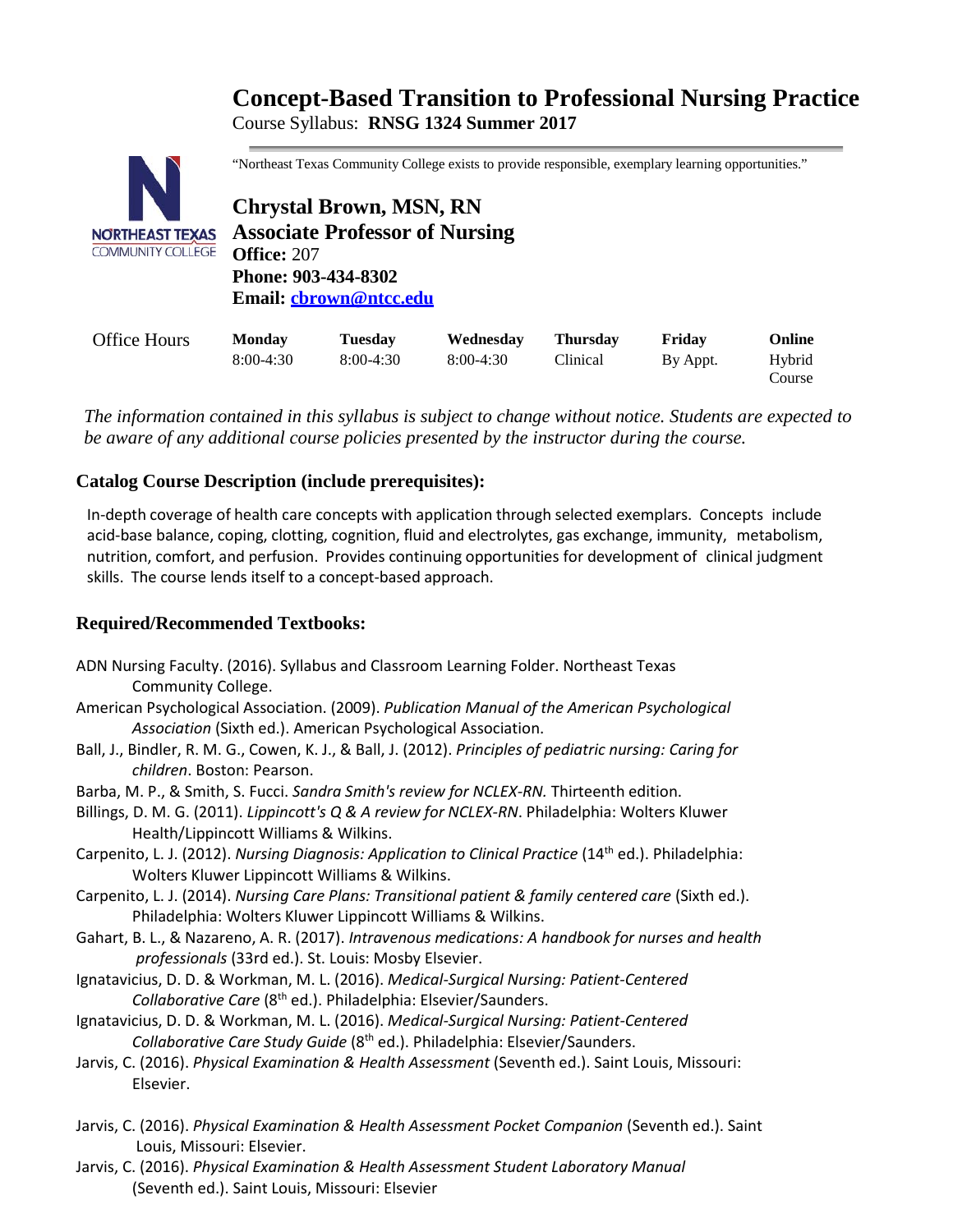# Concept-Based Transition to Professional Nursing Practice

Course Syllabus: **RNSG 1324 Summer 2017**

"Northeast Texas Community College exists to provide responsible, exemplary learning opportunities."

**Chrystal Brown, MSN, RN**
**Associate Professor of Nursing**
**Office:** 207
**Phone: 903-434-8302**
**Email: cbrown@ntcc.edu**

| Office Hours | Monday | Tuesday | Wednesday | Thursday | Friday | Online |
|---|---|---|---|---|---|---|
| | 8:00-4:30 | 8:00-4:30 | 8:00-4:30 | Clinical | By Appt. | Hybrid Course |

*The information contained in this syllabus is subject to change without notice. Students are expected to be aware of any additional course policies presented by the instructor during the course.*

### Catalog Course Description (include prerequisites):

In-depth coverage of health care concepts with application through selected exemplars. Concepts include acid-base balance, coping, clotting, cognition, fluid and electrolytes, gas exchange, immunity, metabolism, nutrition, comfort, and perfusion. Provides continuing opportunities for development of clinical judgment skills. The course lends itself to a concept-based approach.

### Required/Recommended Textbooks:

ADN Nursing Faculty. (2016). Syllabus and Classroom Learning Folder. Northeast Texas Community College.

American Psychological Association. (2009). *Publication Manual of the American Psychological Association* (Sixth ed.). American Psychological Association.

Ball, J., Bindler, R. M. G., Cowen, K. J., & Ball, J. (2012). *Principles of pediatric nursing: Caring for children*. Boston: Pearson.

Barba, M. P., & Smith, S. Fucci. *Sandra Smith's review for NCLEX-RN.* Thirteenth edition.

Billings, D. M. G. (2011). *Lippincott's Q & A review for NCLEX-RN*. Philadelphia: Wolters Kluwer Health/Lippincott Williams & Wilkins.

Carpenito, L. J. (2012). *Nursing Diagnosis: Application to Clinical Practice* (14th ed.). Philadelphia: Wolters Kluwer Lippincott Williams & Wilkins.

Carpenito, L. J. (2014). *Nursing Care Plans: Transitional patient & family centered care* (Sixth ed.). Philadelphia: Wolters Kluwer Lippincott Williams & Wilkins.

Gahart, B. L., & Nazareno, A. R. (2017). *Intravenous medications: A handbook for nurses and health professionals* (33rd ed.). St. Louis: Mosby Elsevier.

Ignatavicius, D. D. & Workman, M. L. (2016). *Medical-Surgical Nursing: Patient-Centered Collaborative Care* (8th ed.). Philadelphia: Elsevier/Saunders.

Ignatavicius, D. D. & Workman, M. L. (2016). *Medical-Surgical Nursing: Patient-Centered Collaborative Care Study Guide* (8th ed.). Philadelphia: Elsevier/Saunders.

Jarvis, C. (2016). *Physical Examination & Health Assessment* (Seventh ed.). Saint Louis, Missouri: Elsevier.

Jarvis, C. (2016). *Physical Examination & Health Assessment Pocket Companion* (Seventh ed.). Saint Louis, Missouri: Elsevier.

Jarvis, C. (2016). *Physical Examination & Health Assessment Student Laboratory Manual* (Seventh ed.). Saint Louis, Missouri: Elsevier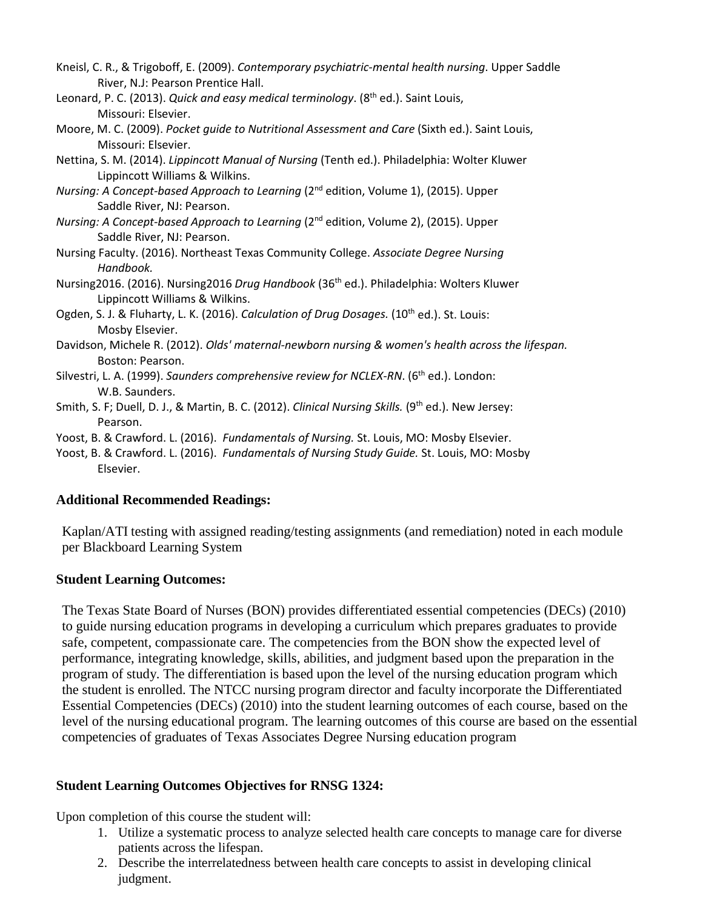Kneisl, C. R., & Trigoboff, E. (2009). *Contemporary psychiatric-mental health nursing*. Upper Saddle River, N.J: Pearson Prentice Hall.

Leonard, P. C. (2013). *Quick and easy medical terminology*. (8th ed.). Saint Louis, Missouri: Elsevier.

Moore, M. C. (2009). *Pocket guide to Nutritional Assessment and Care* (Sixth ed.). Saint Louis, Missouri: Elsevier.

Nettina, S. M. (2014). *Lippincott Manual of Nursing* (Tenth ed.). Philadelphia: Wolter Kluwer Lippincott Williams & Wilkins.

*Nursing: A Concept-based Approach to Learning* (2nd edition, Volume 1), (2015). Upper Saddle River, NJ: Pearson.

*Nursing: A Concept-based Approach to Learning* (2nd edition, Volume 2), (2015). Upper Saddle River, NJ: Pearson.

Nursing Faculty. (2016). Northeast Texas Community College. *Associate Degree Nursing Handbook.*

Nursing2016. (2016). Nursing2016 *Drug Handbook* (36th ed.). Philadelphia: Wolters Kluwer Lippincott Williams & Wilkins.

Ogden, S. J. & Fluharty, L. K. (2016). *Calculation of Drug Dosages.* (10th ed.). St. Louis: Mosby Elsevier.

Davidson, Michele R. (2012). *Olds' maternal-newborn nursing & women's health across the lifespan.* Boston: Pearson.

Silvestri, L. A. (1999). *Saunders comprehensive review for NCLEX-RN*. (6th ed.). London: W.B. Saunders.

Smith, S. F; Duell, D. J., & Martin, B. C. (2012). *Clinical Nursing Skills.* (9th ed.). New Jersey: Pearson.

Yoost, B. & Crawford. L. (2016). *Fundamentals of Nursing.* St. Louis, MO: Mosby Elsevier.

Yoost, B. & Crawford. L. (2016). *Fundamentals of Nursing Study Guide.* St. Louis, MO: Mosby Elsevier.

### Additional Recommended Readings:

Kaplan/ATI testing with assigned reading/testing assignments (and remediation) noted in each module per Blackboard Learning System

### Student Learning Outcomes:

The Texas State Board of Nurses (BON) provides differentiated essential competencies (DECs) (2010) to guide nursing education programs in developing a curriculum which prepares graduates to provide safe, competent, compassionate care. The competencies from the BON show the expected level of performance, integrating knowledge, skills, abilities, and judgment based upon the preparation in the program of study. The differentiation is based upon the level of the nursing education program which the student is enrolled. The NTCC nursing program director and faculty incorporate the Differentiated Essential Competencies (DECs) (2010) into the student learning outcomes of each course, based on the level of the nursing educational program. The learning outcomes of this course are based on the essential competencies of graduates of Texas Associates Degree Nursing education program

### Student Learning Outcomes Objectives for RNSG 1324:

Upon completion of this course the student will:

1. Utilize a systematic process to analyze selected health care concepts to manage care for diverse patients across the lifespan.
2. Describe the interrelatedness between health care concepts to assist in developing clinical judgment.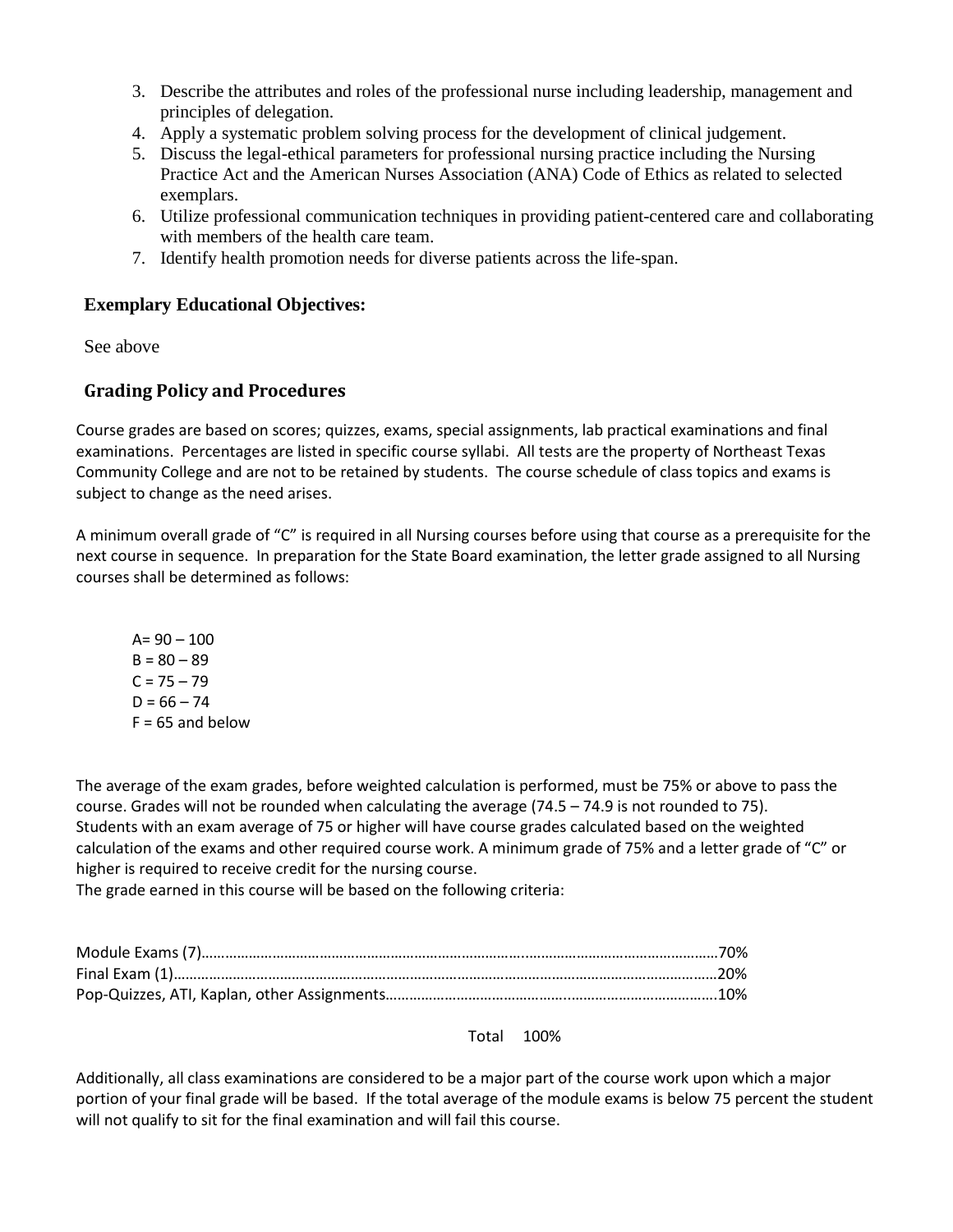3. Describe the attributes and roles of the professional nurse including leadership, management and principles of delegation.
4. Apply a systematic problem solving process for the development of clinical judgement.
5. Discuss the legal-ethical parameters for professional nursing practice including the Nursing Practice Act and the American Nurses Association (ANA) Code of Ethics as related to selected exemplars.
6. Utilize professional communication techniques in providing patient-centered care and collaborating with members of the health care team.
7. Identify health promotion needs for diverse patients across the life-span.

## Exemplary Educational Objectives:

See above

## Grading Policy and Procedures

Course grades are based on scores; quizzes, exams, special assignments, lab practical examinations and final examinations. Percentages are listed in specific course syllabi. All tests are the property of Northeast Texas Community College and are not to be retained by students. The course schedule of class topics and exams is subject to change as the need arises.

A minimum overall grade of "C" is required in all Nursing courses before using that course as a prerequisite for the next course in sequence. In preparation for the State Board examination, the letter grade assigned to all Nursing courses shall be determined as follows:

A= 90 – 100
B = 80 – 89
C = 75 – 79
D = 66 – 74
F = 65 and below

The average of the exam grades, before weighted calculation is performed, must be 75% or above to pass the course. Grades will not be rounded when calculating the average (74.5 – 74.9 is not rounded to 75). Students with an exam average of 75 or higher will have course grades calculated based on the weighted calculation of the exams and other required course work. A minimum grade of 75% and a letter grade of "C" or higher is required to receive credit for the nursing course.
The grade earned in this course will be based on the following criteria:

Module Exams (7)……………………………………………………………………………………………………………70%
Final Exam (1)…………………………………………………………………………………………………………………20%
Pop-Quizzes, ATI, Kaplan, other Assignments……………………………………………………………………….10%

Total 100%

Additionally, all class examinations are considered to be a major part of the course work upon which a major portion of your final grade will be based. If the total average of the module exams is below 75 percent the student will not qualify to sit for the final examination and will fail this course.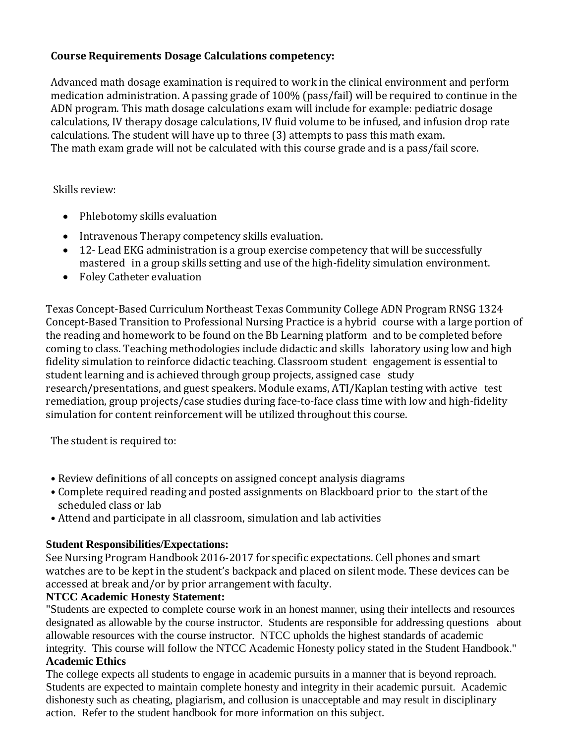**Course Requirements Dosage Calculations competency:**

Advanced math dosage examination is required to work in the clinical environment and perform medication administration. A passing grade of 100% (pass/fail) will be required to continue in the ADN program. This math dosage calculations exam will include for example: pediatric dosage calculations, IV therapy dosage calculations, IV fluid volume to be infused, and infusion drop rate calculations. The student will have up to three (3) attempts to pass this math exam. The math exam grade will not be calculated with this course grade and is a pass/fail score.

Skills review:

- Phlebotomy skills evaluation
- Intravenous Therapy competency skills evaluation.
- 12- Lead EKG administration is a group exercise competency that will be successfully mastered in a group skills setting and use of the high-fidelity simulation environment.
- Foley Catheter evaluation

Texas Concept-Based Curriculum Northeast Texas Community College ADN Program RNSG 1324 Concept-Based Transition to Professional Nursing Practice is a hybrid course with a large portion of the reading and homework to be found on the Bb Learning platform and to be completed before coming to class. Teaching methodologies include didactic and skills laboratory using low and high fidelity simulation to reinforce didactic teaching. Classroom student engagement is essential to student learning and is achieved through group projects, assigned case study research/presentations, and guest speakers. Module exams, ATI/Kaplan testing with active test remediation, group projects/case studies during face-to-face class time with low and high-fidelity simulation for content reinforcement will be utilized throughout this course.

The student is required to:

- Review definitions of all concepts on assigned concept analysis diagrams
- Complete required reading and posted assignments on Blackboard prior to the start of the scheduled class or lab
- Attend and participate in all classroom, simulation and lab activities

**Student Responsibilities/Expectations:**

See Nursing Program Handbook 2016-2017 for specific expectations. Cell phones and smart watches are to be kept in the student's backpack and placed on silent mode. These devices can be accessed at break and/or by prior arrangement with faculty.

**NTCC Academic Honesty Statement:**

"Students are expected to complete course work in an honest manner, using their intellects and resources designated as allowable by the course instructor. Students are responsible for addressing questions about allowable resources with the course instructor. NTCC upholds the highest standards of academic integrity. This course will follow the NTCC Academic Honesty policy stated in the Student Handbook."

**Academic Ethics**

The college expects all students to engage in academic pursuits in a manner that is beyond reproach. Students are expected to maintain complete honesty and integrity in their academic pursuit. Academic dishonesty such as cheating, plagiarism, and collusion is unacceptable and may result in disciplinary action. Refer to the student handbook for more information on this subject.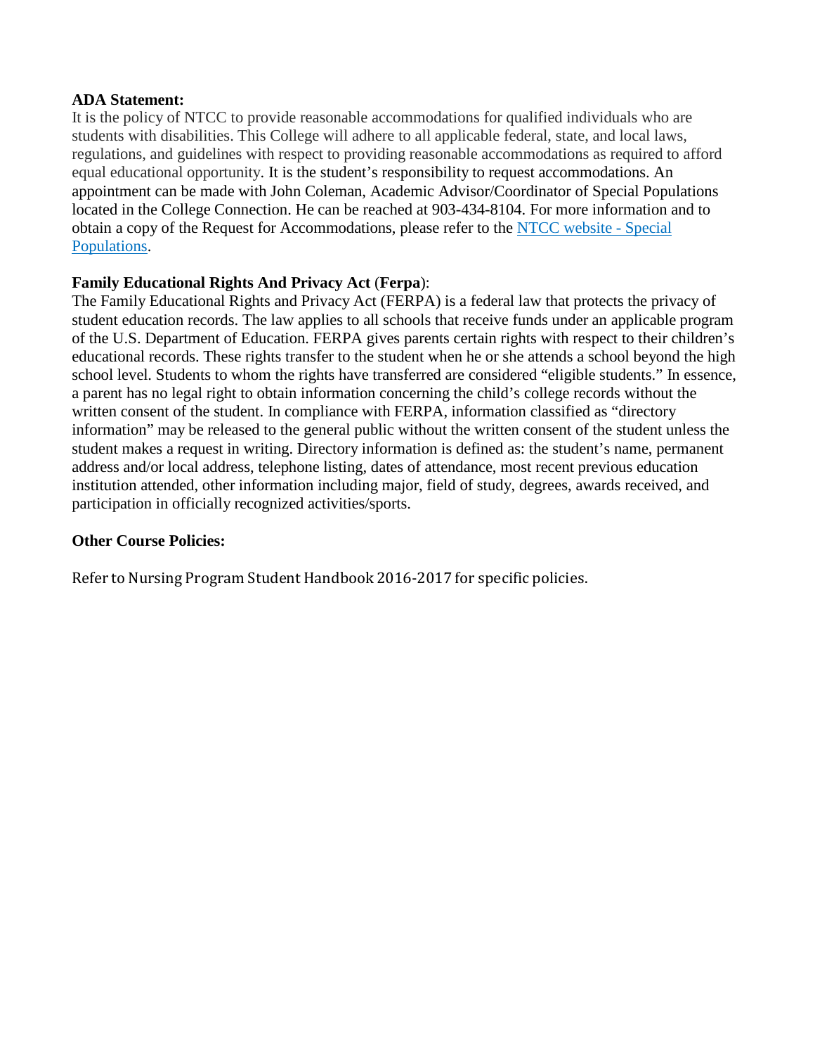**ADA Statement:**

It is the policy of NTCC to provide reasonable accommodations for qualified individuals who are students with disabilities. This College will adhere to all applicable federal, state, and local laws, regulations, and guidelines with respect to providing reasonable accommodations as required to afford equal educational opportunity. It is the student's responsibility to request accommodations. An appointment can be made with John Coleman, Academic Advisor/Coordinator of Special Populations located in the College Connection. He can be reached at 903-434-8104. For more information and to obtain a copy of the Request for Accommodations, please refer to the NTCC website - Special Populations.

**Family Educational Rights And Privacy Act** (**Ferpa**):

The Family Educational Rights and Privacy Act (FERPA) is a federal law that protects the privacy of student education records. The law applies to all schools that receive funds under an applicable program of the U.S. Department of Education. FERPA gives parents certain rights with respect to their children's educational records. These rights transfer to the student when he or she attends a school beyond the high school level. Students to whom the rights have transferred are considered "eligible students." In essence, a parent has no legal right to obtain information concerning the child's college records without the written consent of the student. In compliance with FERPA, information classified as "directory information" may be released to the general public without the written consent of the student unless the student makes a request in writing. Directory information is defined as: the student's name, permanent address and/or local address, telephone listing, dates of attendance, most recent previous education institution attended, other information including major, field of study, degrees, awards received, and participation in officially recognized activities/sports.

**Other Course Policies:**

Refer to Nursing Program Student Handbook 2016-2017 for specific policies.